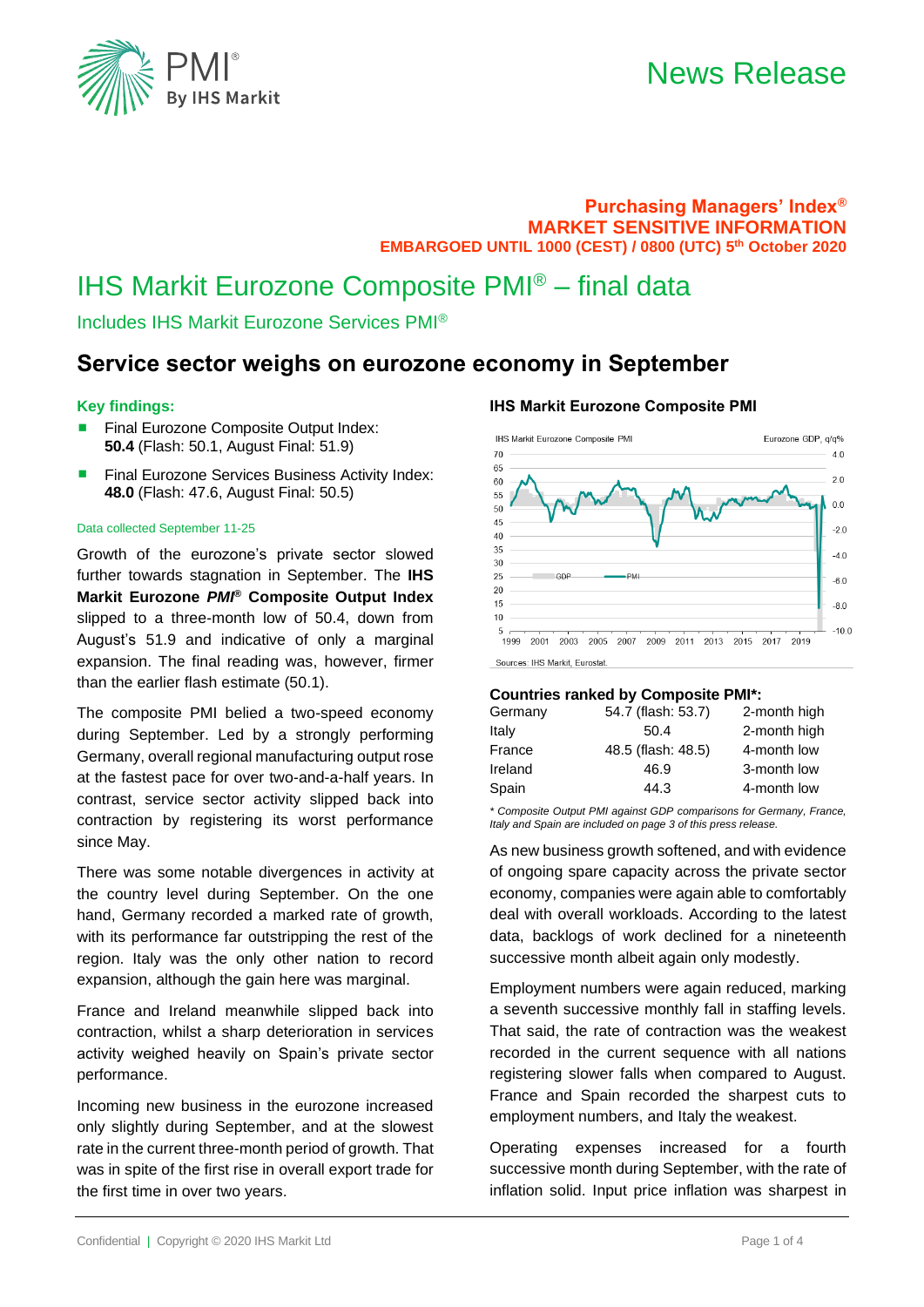PMI® By IHS Markit

# News Release

**Purchasing Managers' Index®**
**MARKET SENSITIVE INFORMATION**
**EMBARGOED UNTIL 1000 (CEST) / 0800 (UTC) 5th October 2020**

# IHS Markit Eurozone Composite PMI® – final data

Includes IHS Markit Eurozone Services PMI®

## Service sector weighs on eurozone economy in September

### Key findings:

- Final Eurozone Composite Output Index: **50.4** (Flash: 50.1, August Final: 51.9)
- Final Eurozone Services Business Activity Index: **48.0** (Flash: 47.6, August Final: 50.5)

Data collected September 11-25

Growth of the eurozone's private sector slowed further towards stagnation in September. The **IHS Markit Eurozone *PMI*® Composite Output Index** slipped to a three-month low of 50.4, down from August's 51.9 and indicative of only a marginal expansion. The final reading was, however, firmer than the earlier flash estimate (50.1).

The composite PMI belied a two-speed economy during September. Led by a strongly performing Germany, overall regional manufacturing output rose at the fastest pace for over two-and-a-half years. In contrast, service sector activity slipped back into contraction by registering its worst performance since May.

There was some notable divergences in activity at the country level during September. On the one hand, Germany recorded a marked rate of growth, with its performance far outstripping the rest of the region. Italy was the only other nation to record expansion, although the gain here was marginal.

France and Ireland meanwhile slipped back into contraction, whilst a sharp deterioration in services activity weighed heavily on Spain's private sector performance.

Incoming new business in the eurozone increased only slightly during September, and at the slowest rate in the current three-month period of growth. That was in spite of the first rise in overall export trade for the first time in over two years.

### IHS Markit Eurozone Composite PMI

Sources: IHS Markit, Eurostat.

### Countries ranked by Composite PMI*:

| Country | PMI | |
|---|---|---|
| Germany | 54.7 (flash: 53.7) | 2-month high |
| Italy | 50.4 | 2-month high |
| France | 48.5 (flash: 48.5) | 4-month low |
| Ireland | 46.9 | 3-month low |
| Spain | 44.3 | 4-month low |

*\* Composite Output PMI against GDP comparisons for Germany, France, Italy and Spain are included on page 3 of this press release.*

As new business growth softened, and with evidence of ongoing spare capacity across the private sector economy, companies were again able to comfortably deal with overall workloads. According to the latest data, backlogs of work declined for a nineteenth successive month albeit again only modestly.

Employment numbers were again reduced, marking a seventh successive monthly fall in staffing levels. That said, the rate of contraction was the weakest recorded in the current sequence with all nations registering slower falls when compared to August. France and Spain recorded the sharpest cuts to employment numbers, and Italy the weakest.

Operating expenses increased for a fourth successive month during September, with the rate of inflation solid. Input price inflation was sharpest in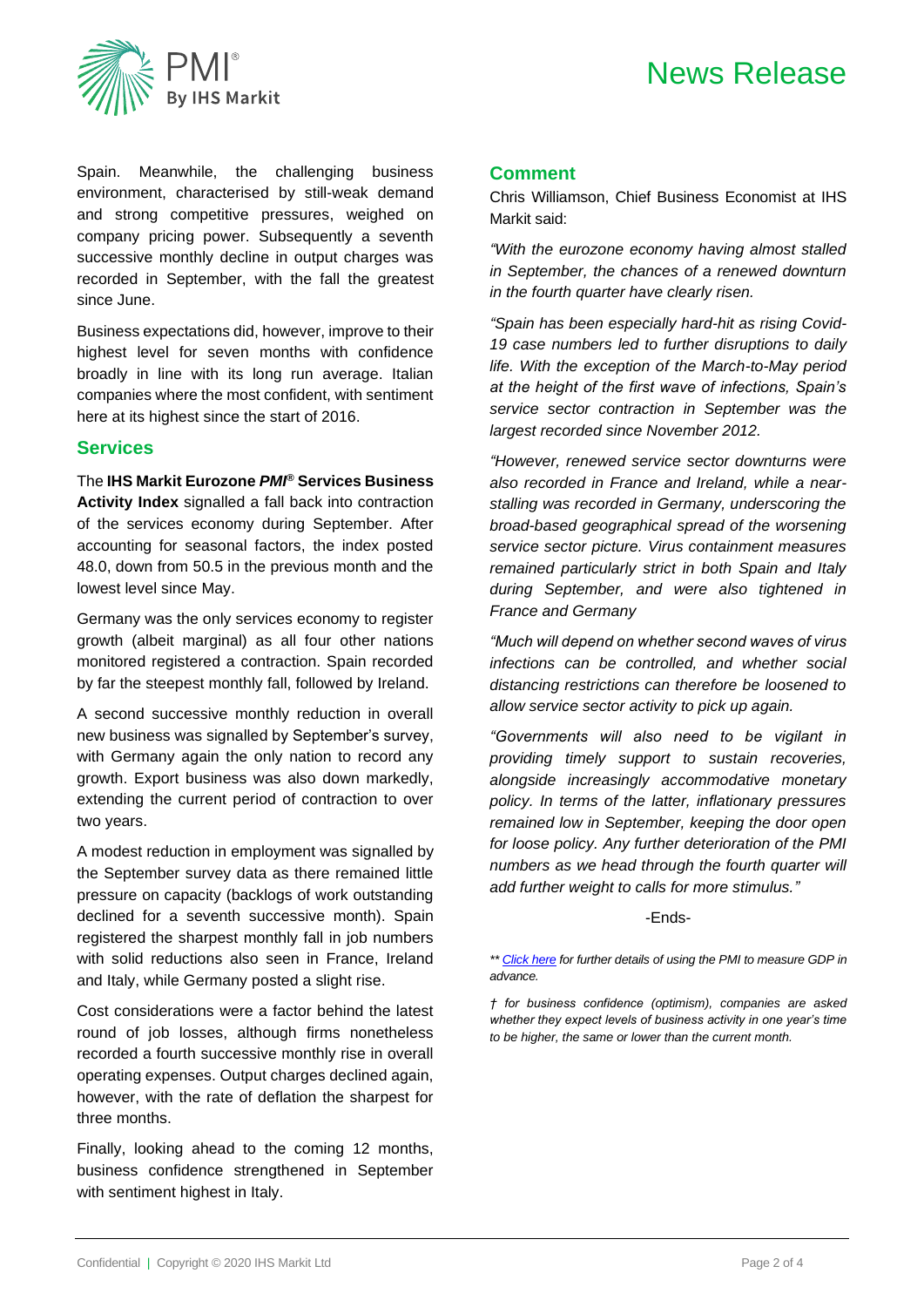Spain. Meanwhile, the challenging business environment, characterised by still-weak demand and strong competitive pressures, weighed on company pricing power. Subsequently a seventh successive monthly decline in output charges was recorded in September, with the fall the greatest since June.

Business expectations did, however, improve to their highest level for seven months with confidence broadly in line with its long run average. Italian companies where the most confident, with sentiment here at its highest since the start of 2016.

## Services

The **IHS Markit Eurozone *PMI*® Services Business Activity Index** signalled a fall back into contraction of the services economy during September. After accounting for seasonal factors, the index posted 48.0, down from 50.5 in the previous month and the lowest level since May.

Germany was the only services economy to register growth (albeit marginal) as all four other nations monitored registered a contraction. Spain recorded by far the steepest monthly fall, followed by Ireland.

A second successive monthly reduction in overall new business was signalled by September's survey, with Germany again the only nation to record any growth. Export business was also down markedly, extending the current period of contraction to over two years.

A modest reduction in employment was signalled by the September survey data as there remained little pressure on capacity (backlogs of work outstanding declined for a seventh successive month). Spain registered the sharpest monthly fall in job numbers with solid reductions also seen in France, Ireland and Italy, while Germany posted a slight rise.

Cost considerations were a factor behind the latest round of job losses, although firms nonetheless recorded a fourth successive monthly rise in overall operating expenses. Output charges declined again, however, with the rate of deflation the sharpest for three months.

Finally, looking ahead to the coming 12 months, business confidence strengthened in September with sentiment highest in Italy.

## Comment

Chris Williamson, Chief Business Economist at IHS Markit said:

*"With the eurozone economy having almost stalled in September, the chances of a renewed downturn in the fourth quarter have clearly risen.*

*"Spain has been especially hard-hit as rising Covid-19 case numbers led to further disruptions to daily life. With the exception of the March-to-May period at the height of the first wave of infections, Spain's service sector contraction in September was the largest recorded since November 2012.*

*"However, renewed service sector downturns were also recorded in France and Ireland, while a near-stalling was recorded in Germany, underscoring the broad-based geographical spread of the worsening service sector picture. Virus containment measures remained particularly strict in both Spain and Italy during September, and were also tightened in France and Germany*

*"Much will depend on whether second waves of virus infections can be controlled, and whether social distancing restrictions can therefore be loosened to allow service sector activity to pick up again.*

*"Governments will also need to be vigilant in providing timely support to sustain recoveries, alongside increasingly accommodative monetary policy. In terms of the latter, inflationary pressures remained low in September, keeping the door open for loose policy. Any further deterioration of the PMI numbers as we head through the fourth quarter will add further weight to calls for more stimulus."*

-Ends-

*** Click here for further details of using the PMI to measure GDP in advance.*

*† for business confidence (optimism), companies are asked whether they expect levels of business activity in one year's time to be higher, the same or lower than the current month.*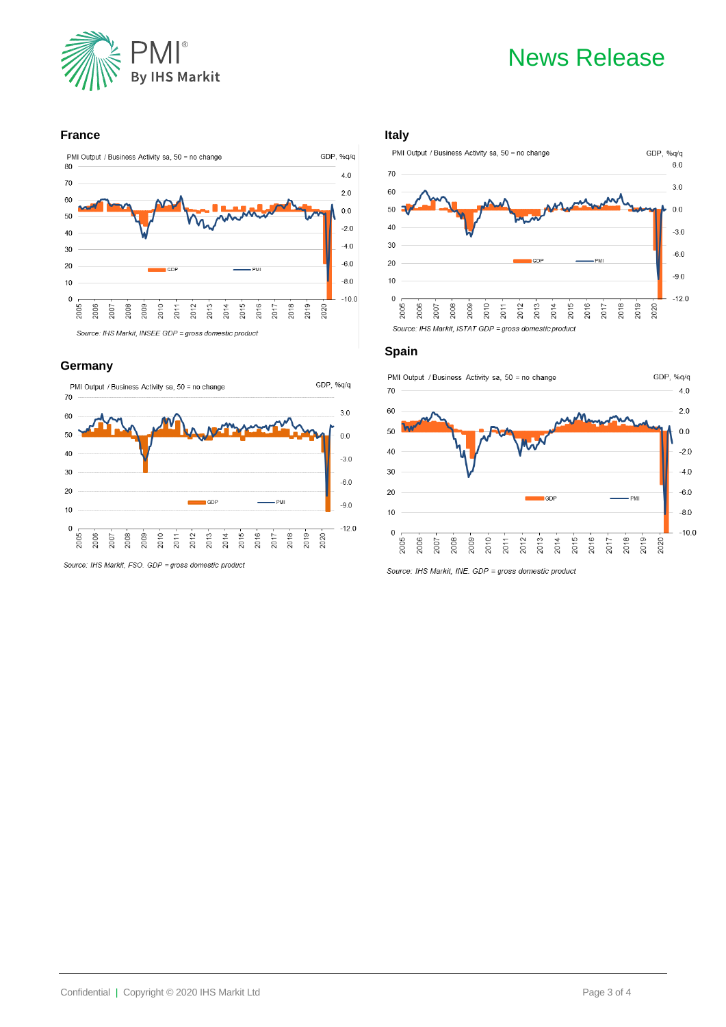## France

PMI Output / Business Activity sa, 50 = no change

GDP, %q/q

Source: IHS Markit, INSEE GDP = gross domestic product

## Italy

PMI Output / Business Activity sa, 50 = no change

GDP, %q/q

Source: IHS Markit, ISTAT GDP = gross domestic product

## Germany

PMI Output / Business Activity sa, 50 = no change

GDP, %q/q

Source: IHS Markit, FSO. GDP = gross domestic product

## Spain

PMI Output / Business Activity sa, 50 = no change

GDP, %q/q

Source: IHS Markit, INE. GDP = gross domestic product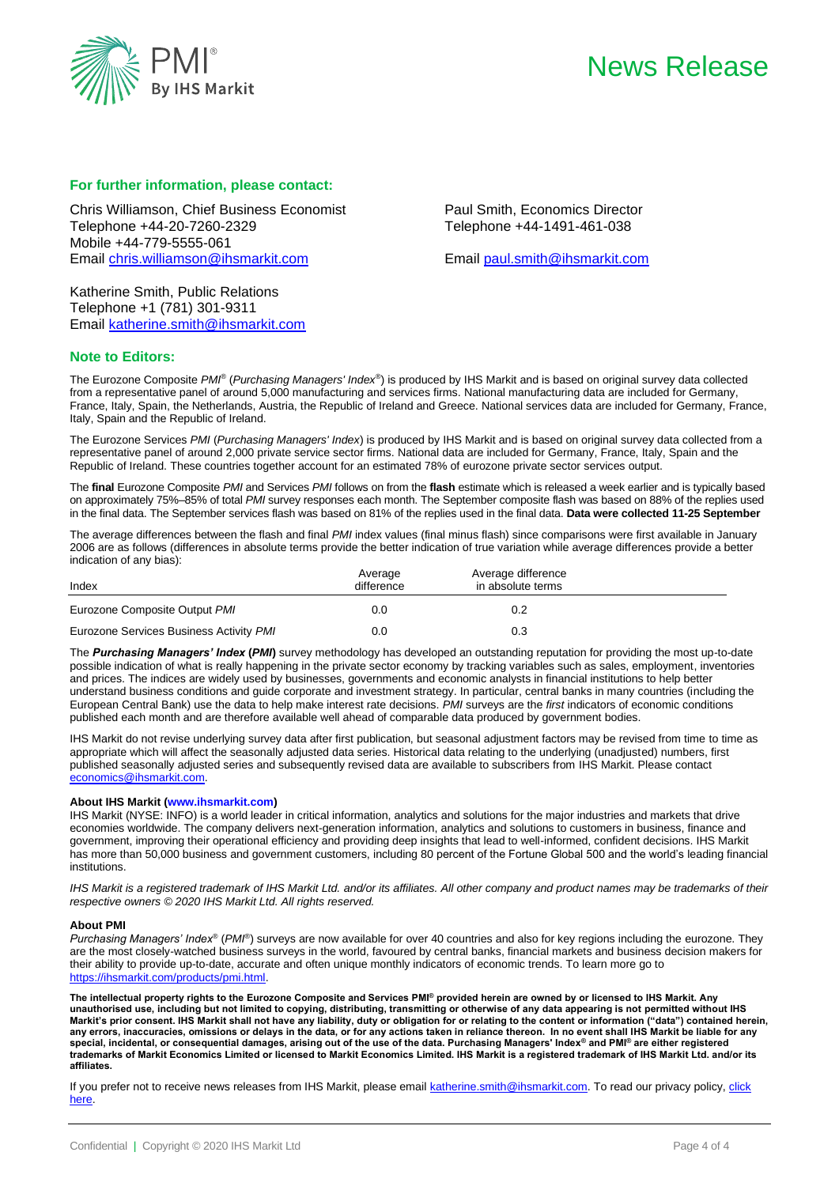News Release

### For further information, please contact:

Chris Williamson, Chief Business Economist
Telephone +44-20-7260-2329
Mobile +44-779-5555-061
Email chris.williamson@ihsmarkit.com

Paul Smith, Economics Director
Telephone +44-1491-461-038
Email paul.smith@ihsmarkit.com

Katherine Smith, Public Relations
Telephone +1 (781) 301-9311
Email katherine.smith@ihsmarkit.com

### Note to Editors:

The Eurozone Composite *PMI*® (*Purchasing Managers' Index*®) is produced by IHS Markit and is based on original survey data collected from a representative panel of around 5,000 manufacturing and services firms. National manufacturing data are included for Germany, France, Italy, Spain, the Netherlands, Austria, the Republic of Ireland and Greece. National services data are included for Germany, France, Italy, Spain and the Republic of Ireland.

The Eurozone Services *PMI* (*Purchasing Managers' Index*) is produced by IHS Markit and is based on original survey data collected from a representative panel of around 2,000 private service sector firms. National data are included for Germany, France, Italy, Spain and the Republic of Ireland. These countries together account for an estimated 78% of eurozone private sector services output.

The **final** Eurozone Composite *PMI* and Services *PMI* follows on from the **flash** estimate which is released a week earlier and is typically based on approximately 75%–85% of total *PMI* survey responses each month. The September composite flash was based on 88% of the replies used in the final data. The September services flash was based on 81% of the replies used in the final data. **Data were collected 11-25 September**

The average differences between the flash and final *PMI* index values (final minus flash) since comparisons were first available in January 2006 are as follows (differences in absolute terms provide the better indication of true variation while average differences provide a better indication of any bias):

| Index | Average difference | Average difference in absolute terms |
|---|---|---|
| Eurozone Composite Output *PMI* | 0.0 | 0.2 |
| Eurozone Services Business Activity *PMI* | 0.0 | 0.3 |

The ***Purchasing Managers' Index* (*PMI*)** survey methodology has developed an outstanding reputation for providing the most up-to-date possible indication of what is really happening in the private sector economy by tracking variables such as sales, employment, inventories and prices. The indices are widely used by businesses, governments and economic analysts in financial institutions to help better understand business conditions and guide corporate and investment strategy. In particular, central banks in many countries (including the European Central Bank) use the data to help make interest rate decisions. *PMI* surveys are the *first* indicators of economic conditions published each month and are therefore available well ahead of comparable data produced by government bodies.

IHS Markit do not revise underlying survey data after first publication, but seasonal adjustment factors may be revised from time to time as appropriate which will affect the seasonally adjusted data series. Historical data relating to the underlying (unadjusted) numbers, first published seasonally adjusted series and subsequently revised data are available to subscribers from IHS Markit. Please contact economics@ihsmarkit.com.

**About IHS Markit (www.ihsmarkit.com)**

IHS Markit (NYSE: INFO) is a world leader in critical information, analytics and solutions for the major industries and markets that drive economies worldwide. The company delivers next-generation information, analytics and solutions to customers in business, finance and government, improving their operational efficiency and providing deep insights that lead to well-informed, confident decisions. IHS Markit has more than 50,000 business and government customers, including 80 percent of the Fortune Global 500 and the world's leading financial institutions.

*IHS Markit is a registered trademark of IHS Markit Ltd. and/or its affiliates. All other company and product names may be trademarks of their respective owners © 2020 IHS Markit Ltd. All rights reserved.*

**About PMI**

*Purchasing Managers' Index*® (*PMI*®) surveys are now available for over 40 countries and also for key regions including the eurozone. They are the most closely-watched business surveys in the world, favoured by central banks, financial markets and business decision makers for their ability to provide up-to-date, accurate and often unique monthly indicators of economic trends. To learn more go to https://ihsmarkit.com/products/pmi.html.

**The intellectual property rights to the Eurozone Composite and Services PMI® provided herein are owned by or licensed to IHS Markit. Any unauthorised use, including but not limited to copying, distributing, transmitting or otherwise of any data appearing is not permitted without IHS Markit's prior consent. IHS Markit shall not have any liability, duty or obligation for or relating to the content or information ("data") contained herein, any errors, inaccuracies, omissions or delays in the data, or for any actions taken in reliance thereon. In no event shall IHS Markit be liable for any special, incidental, or consequential damages, arising out of the use of the data. Purchasing Managers' Index® and PMI® are either registered trademarks of Markit Economics Limited or licensed to Markit Economics Limited. IHS Markit is a registered trademark of IHS Markit Ltd. and/or its affiliates.**

If you prefer not to receive news releases from IHS Markit, please email katherine.smith@ihsmarkit.com. To read our privacy policy, click here.